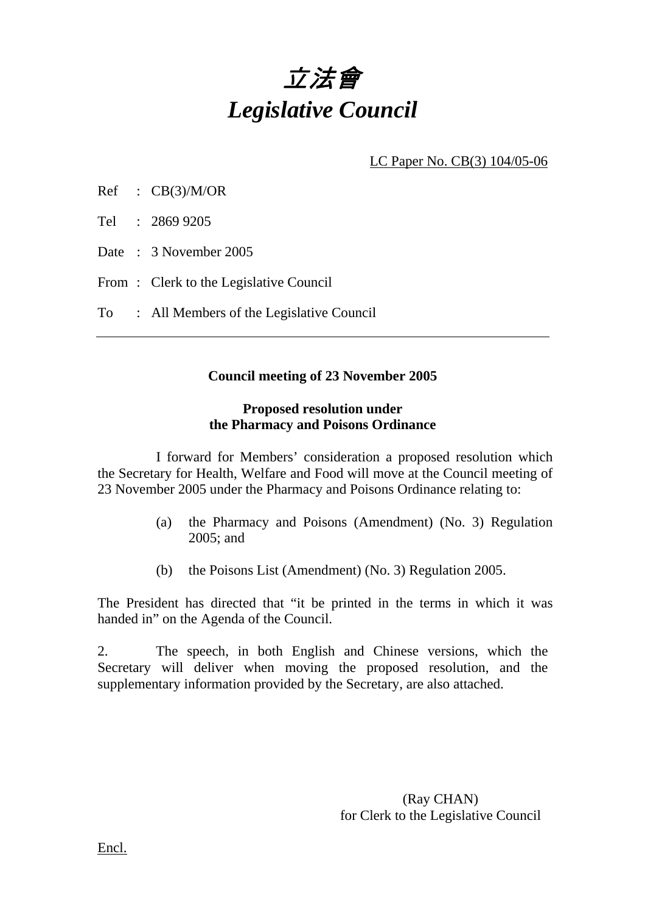# 立法會
# *Legislative Council*

LC Paper No. CB(3) 104/05-06

Ref : CB(3)/M/OR

Tel : 2869 9205

Date : 3 November 2005

From : Clerk to the Legislative Council

To : All Members of the Legislative Council

---

**Council meeting of 23 November 2005**

**Proposed resolution under**
**the Pharmacy and Poisons Ordinance**

I forward for Members' consideration a proposed resolution which the Secretary for Health, Welfare and Food will move at the Council meeting of 23 November 2005 under the Pharmacy and Poisons Ordinance relating to:

(a) the Pharmacy and Poisons (Amendment) (No. 3) Regulation 2005; and

(b) the Poisons List (Amendment) (No. 3) Regulation 2005.

The President has directed that "it be printed in the terms in which it was handed in" on the Agenda of the Council.

2. The speech, in both English and Chinese versions, which the Secretary will deliver when moving the proposed resolution, and the supplementary information provided by the Secretary, are also attached.

(Ray CHAN)
for Clerk to the Legislative Council

Encl.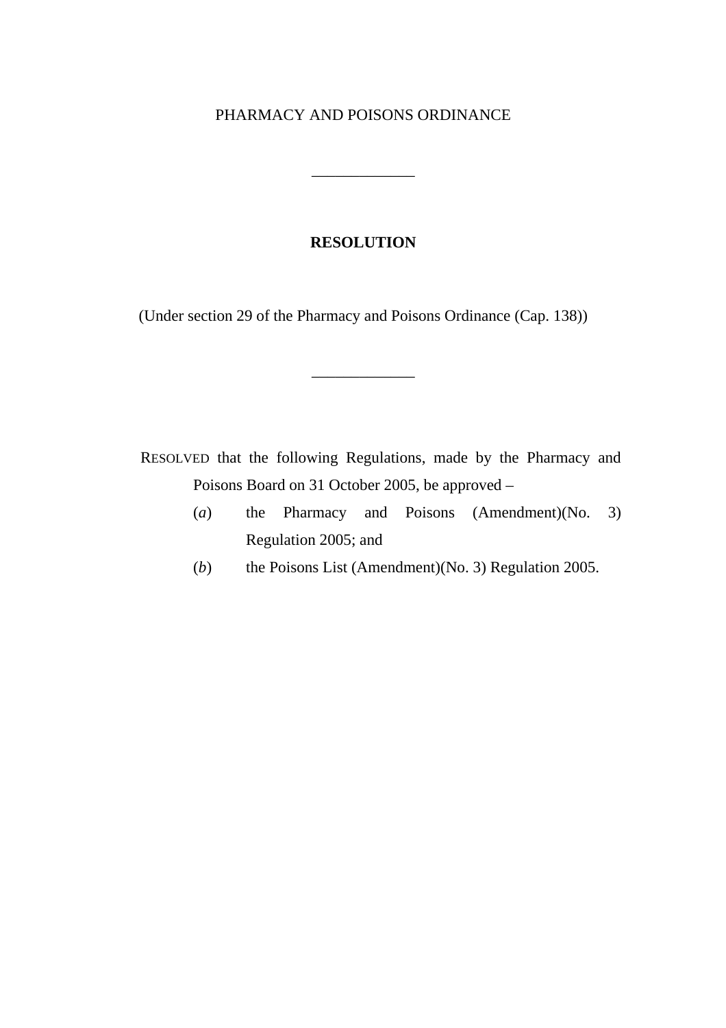PHARMACY AND POISONS ORDINANCE

---

**RESOLUTION**

(Under section 29 of the Pharmacy and Poisons Ordinance (Cap. 138))

---

RESOLVED that the following Regulations, made by the Pharmacy and Poisons Board on 31 October 2005, be approved –

(*a*) the Pharmacy and Poisons (Amendment)(No. 3) Regulation 2005; and

(*b*) the Poisons List (Amendment)(No. 3) Regulation 2005.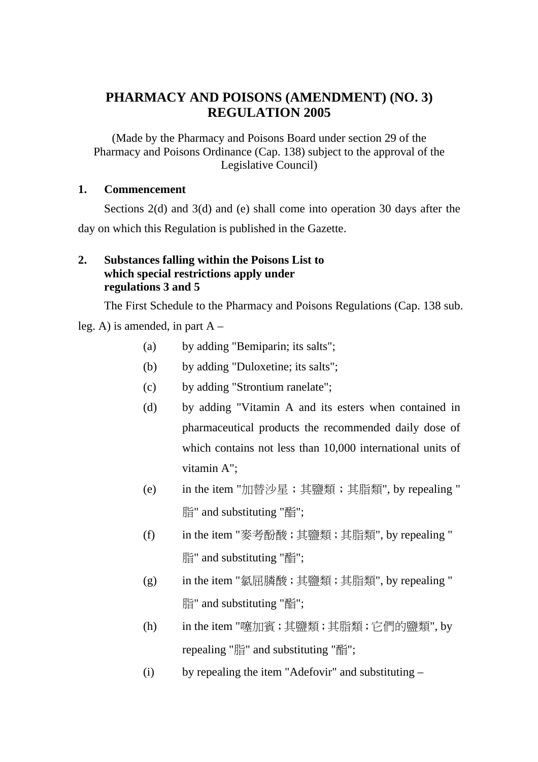# PHARMACY AND POISONS (AMENDMENT) (NO. 3) REGULATION 2005

(Made by the Pharmacy and Poisons Board under section 29 of the Pharmacy and Poisons Ordinance (Cap. 138) subject to the approval of the Legislative Council)

**1. Commencement**

Sections 2(d) and 3(d) and (e) shall come into operation 30 days after the day on which this Regulation is published in the Gazette.

**2. Substances falling within the Poisons List to which special restrictions apply under regulations 3 and 5**

The First Schedule to the Pharmacy and Poisons Regulations (Cap. 138 sub. leg. A) is amended, in part A –

(a) by adding "Bemiparin; its salts";

(b) by adding "Duloxetine; its salts";

(c) by adding "Strontium ranelate";

(d) by adding "Vitamin A and its esters when contained in pharmaceutical products the recommended daily dose of which contains not less than 10,000 international units of vitamin A";

(e) in the item "加替沙星；其鹽類；其脂類", by repealing "脂" and substituting "酯";

(f) in the item "麥考酚酸；其鹽類；其脂類", by repealing "脂" and substituting "酯";

(g) in the item "氯屈膦酸；其鹽類；其脂類", by repealing "脂" and substituting "酯";

(h) in the item "噻加賓；其鹽類；其脂類；它們的鹽類", by repealing "脂" and substituting "酯";

(i) by repealing the item "Adefovir" and substituting –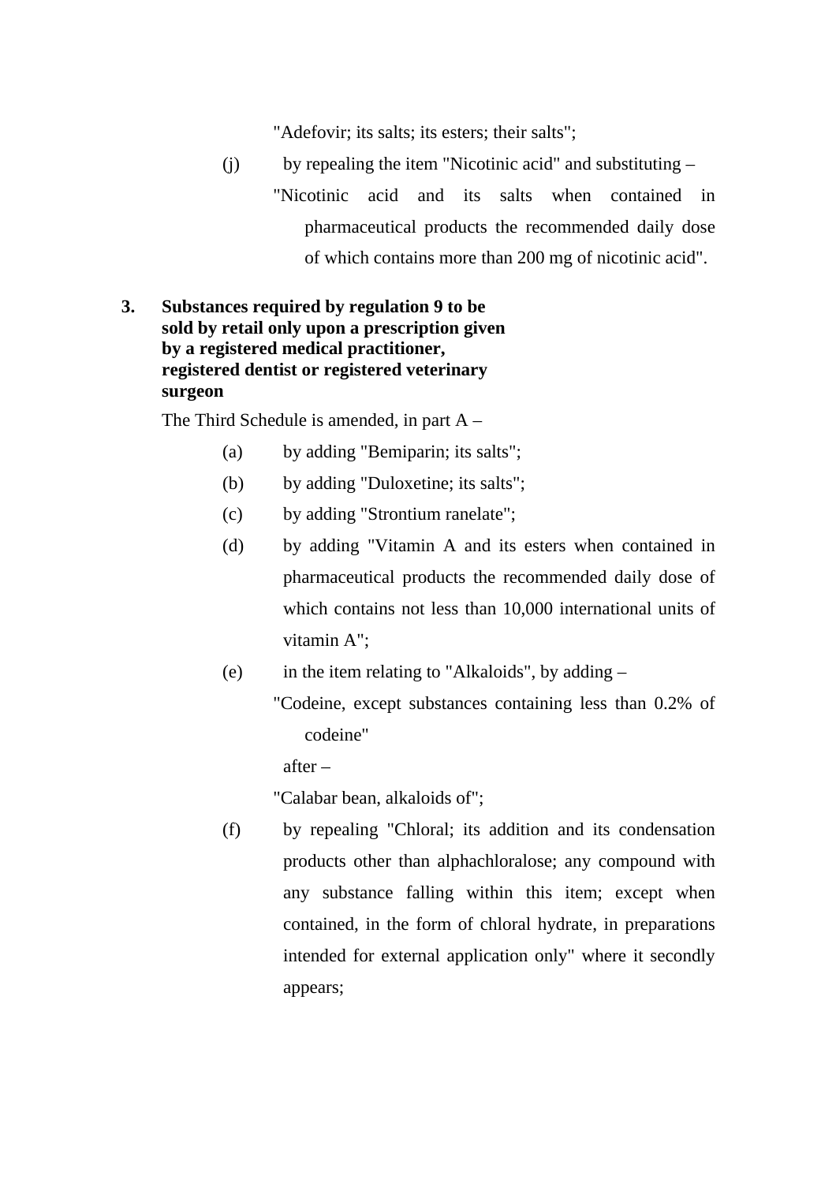"Adefovir; its salts; its esters; their salts";

(j) by repealing the item "Nicotinic acid" and substituting –

"Nicotinic acid and its salts when contained in pharmaceutical products the recommended daily dose of which contains more than 200 mg of nicotinic acid".

**3. Substances required by regulation 9 to be sold by retail only upon a prescription given by a registered medical practitioner, registered dentist or registered veterinary surgeon**

The Third Schedule is amended, in part A –

(a) by adding "Bemiparin; its salts";

(b) by adding "Duloxetine; its salts";

(c) by adding "Strontium ranelate";

(d) by adding "Vitamin A and its esters when contained in pharmaceutical products the recommended daily dose of which contains not less than 10,000 international units of vitamin A";

(e) in the item relating to "Alkaloids", by adding –

"Codeine, except substances containing less than 0.2% of codeine"

after –

"Calabar bean, alkaloids of";

(f) by repealing "Chloral; its addition and its condensation products other than alphachloralose; any compound with any substance falling within this item; except when contained, in the form of chloral hydrate, in preparations intended for external application only" where it secondly appears;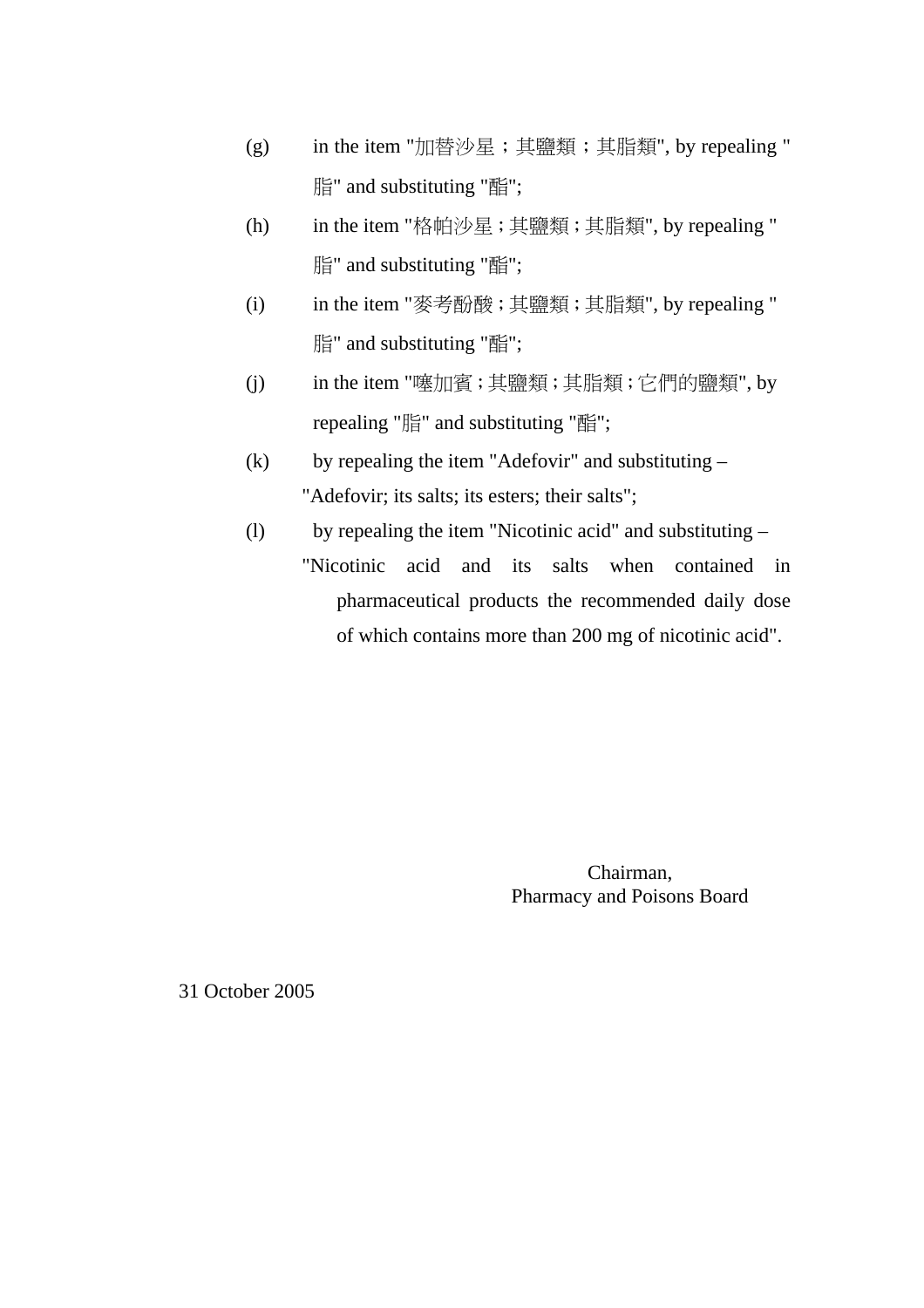(g) in the item "加替沙星；其鹽類；其脂類", by repealing "脂" and substituting "酯";

(h) in the item "格帕沙星；其鹽類；其脂類", by repealing "脂" and substituting "酯";

(i) in the item "麥考酚酸；其鹽類；其脂類", by repealing "脂" and substituting "酯";

(j) in the item "噻加賓；其鹽類；其脂類；它們的鹽類", by repealing "脂" and substituting "酯";

(k) by repealing the item "Adefovir" and substituting –

"Adefovir; its salts; its esters; their salts";

(l) by repealing the item "Nicotinic acid" and substituting –

"Nicotinic acid and its salts when contained in pharmaceutical products the recommended daily dose of which contains more than 200 mg of nicotinic acid".

Chairman,
Pharmacy and Poisons Board

31 October 2005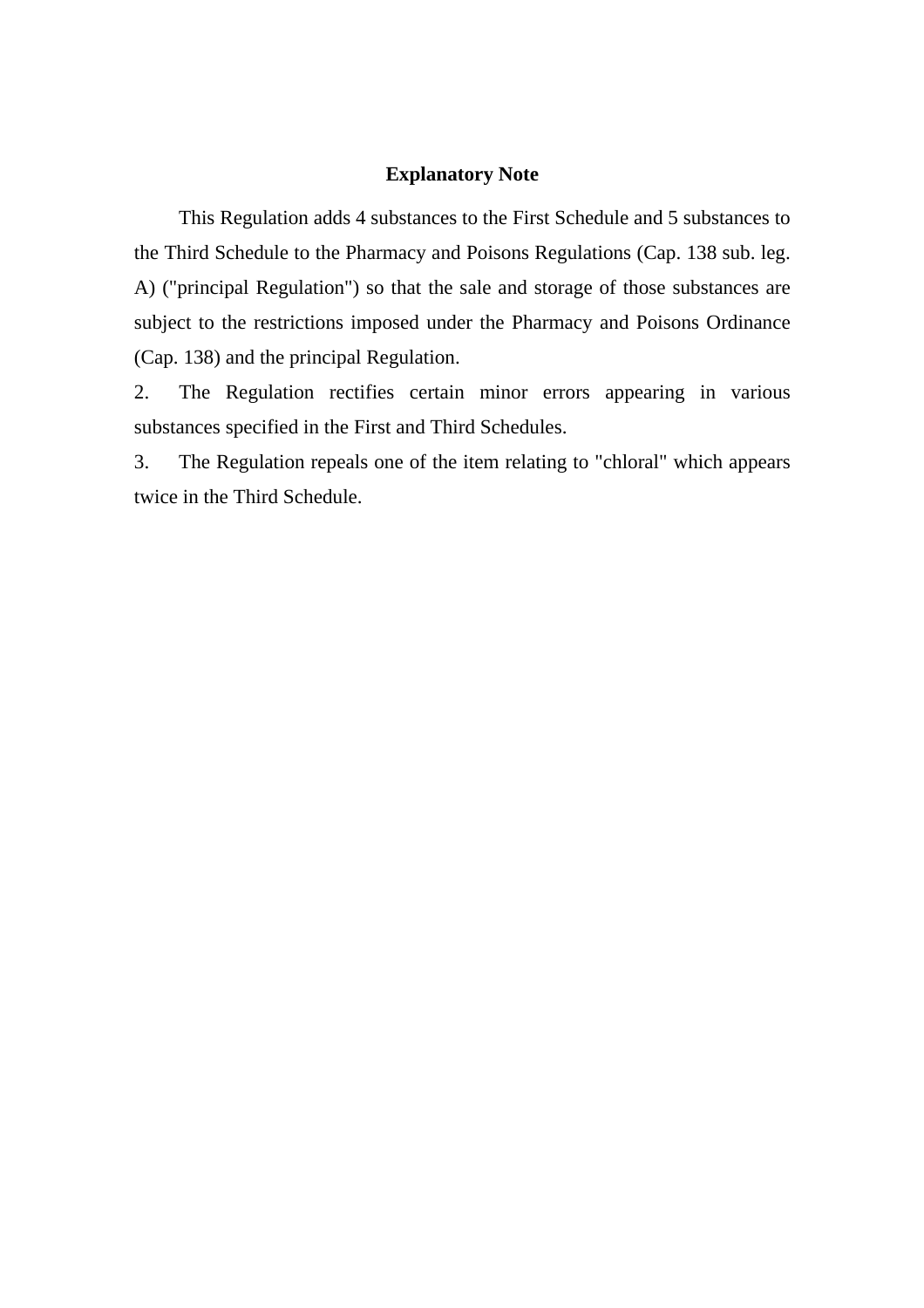## Explanatory Note

This Regulation adds 4 substances to the First Schedule and 5 substances to the Third Schedule to the Pharmacy and Poisons Regulations (Cap. 138 sub. leg. A) ("principal Regulation") so that the sale and storage of those substances are subject to the restrictions imposed under the Pharmacy and Poisons Ordinance (Cap. 138) and the principal Regulation.

2. The Regulation rectifies certain minor errors appearing in various substances specified in the First and Third Schedules.

3. The Regulation repeals one of the item relating to "chloral" which appears twice in the Third Schedule.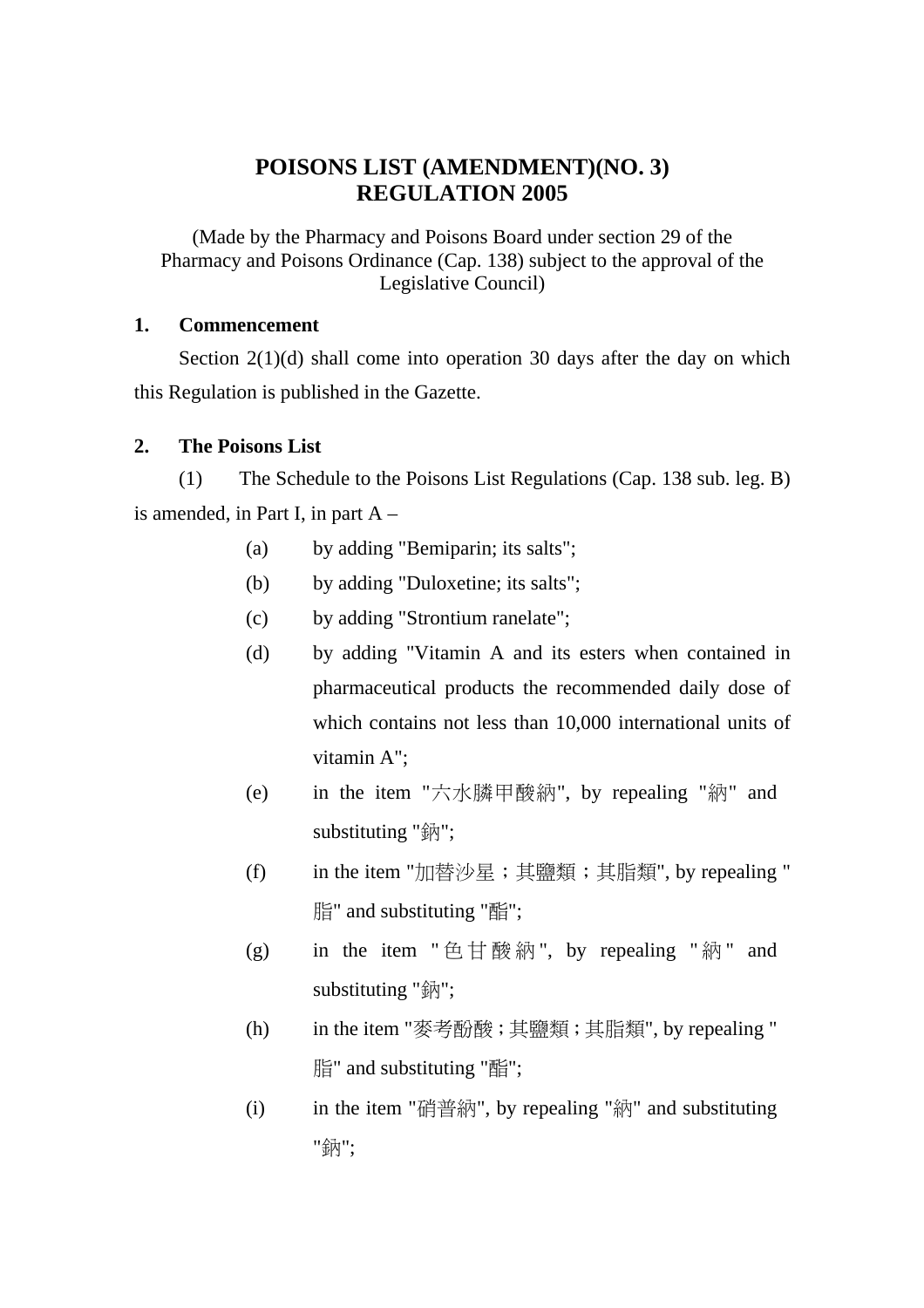# POISONS LIST (AMENDMENT)(NO. 3) REGULATION 2005

(Made by the Pharmacy and Poisons Board under section 29 of the Pharmacy and Poisons Ordinance (Cap. 138) subject to the approval of the Legislative Council)

**1. Commencement**

Section 2(1)(d) shall come into operation 30 days after the day on which this Regulation is published in the Gazette.

**2. The Poisons List**

(1) The Schedule to the Poisons List Regulations (Cap. 138 sub. leg. B) is amended, in Part I, in part A –

(a) by adding "Bemiparin; its salts";

(b) by adding "Duloxetine; its salts";

(c) by adding "Strontium ranelate";

(d) by adding "Vitamin A and its esters when contained in pharmaceutical products the recommended daily dose of which contains not less than 10,000 international units of vitamin A";

(e) in the item "六水膦甲酸納", by repealing "納" and substituting "鈉";

(f) in the item "加替沙星；其鹽類；其脂類", by repealing "脂" and substituting "酯";

(g) in the item "色甘酸納", by repealing "納" and substituting "鈉";

(h) in the item "麥考酚酸；其鹽類；其脂類", by repealing "脂" and substituting "酯";

(i) in the item "硝普納", by repealing "納" and substituting "鈉";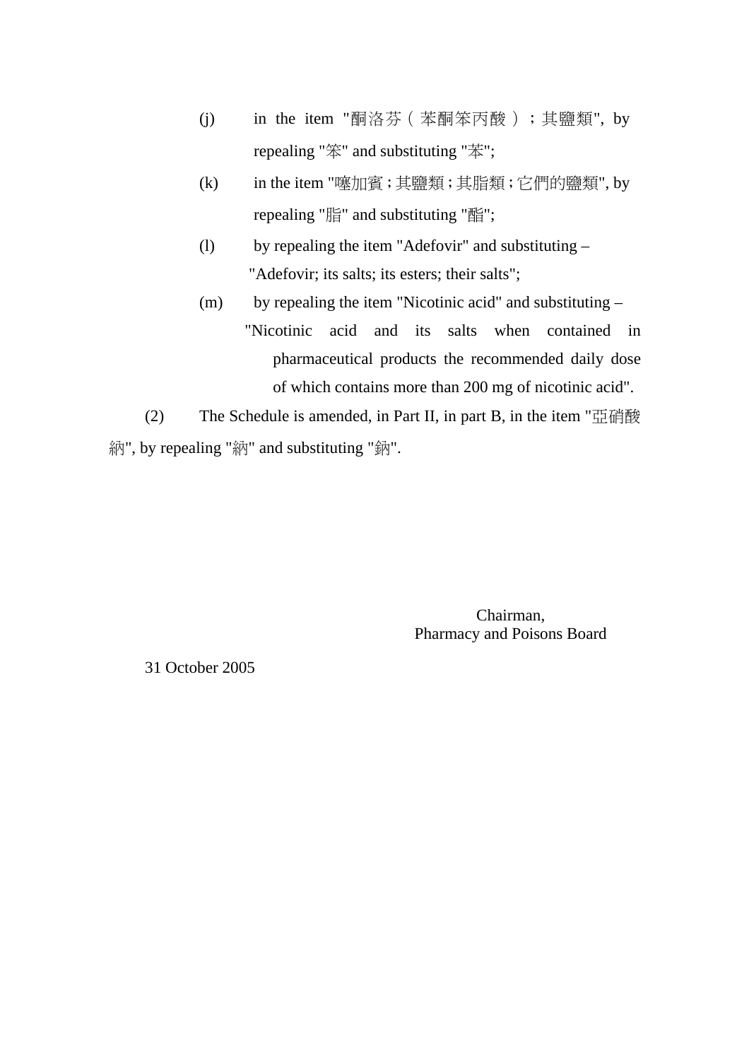(j) in the item "酮洛芬（苯酮笨丙酸）；其鹽類", by repealing "笨" and substituting "苯";

(k) in the item "噻加賓;其鹽類;其脂類;它們的鹽類", by repealing "脂" and substituting "酯";

(l) by repealing the item "Adefovir" and substituting –

"Adefovir; its salts; its esters; their salts";

(m) by repealing the item "Nicotinic acid" and substituting –

"Nicotinic acid and its salts when contained in pharmaceutical products the recommended daily dose of which contains more than 200 mg of nicotinic acid".

(2) The Schedule is amended, in Part II, in part B, in the item "亞硝酸納", by repealing "納" and substituting "鈉".

Chairman,
Pharmacy and Poisons Board

31 October 2005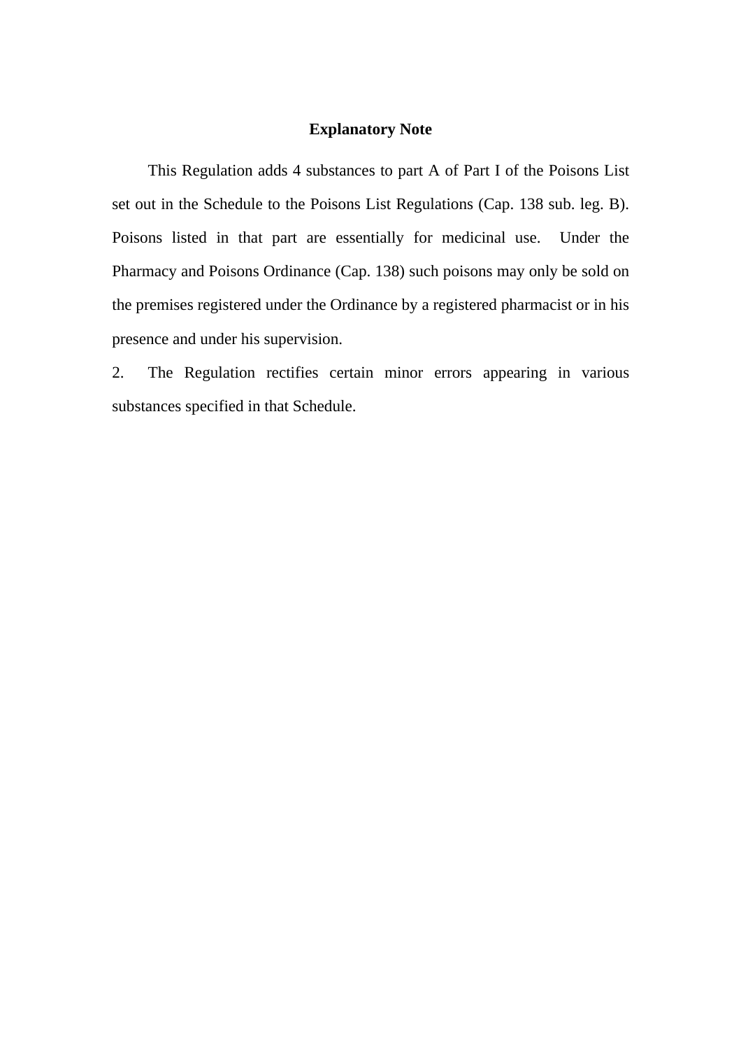## Explanatory Note

This Regulation adds 4 substances to part A of Part I of the Poisons List set out in the Schedule to the Poisons List Regulations (Cap. 138 sub. leg. B). Poisons listed in that part are essentially for medicinal use. Under the Pharmacy and Poisons Ordinance (Cap. 138) such poisons may only be sold on the premises registered under the Ordinance by a registered pharmacist or in his presence and under his supervision.

2. The Regulation rectifies certain minor errors appearing in various substances specified in that Schedule.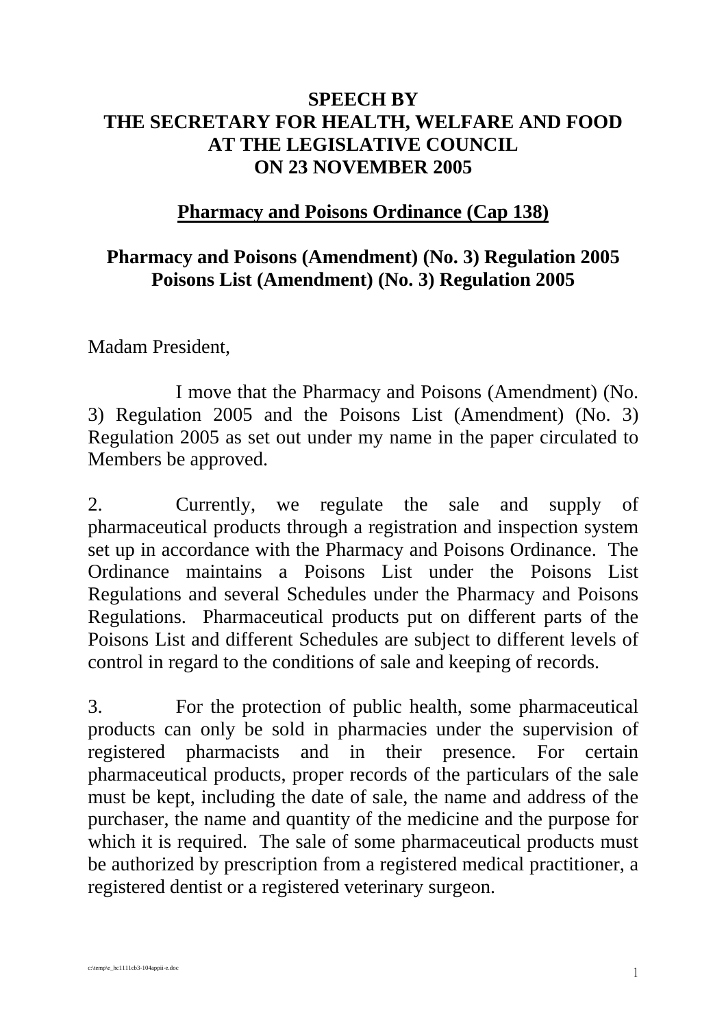**SPEECH BY**
**THE SECRETARY FOR HEALTH, WELFARE AND FOOD**
**AT THE LEGISLATIVE COUNCIL**
**ON 23 NOVEMBER 2005**

**<u>Pharmacy and Poisons Ordinance (Cap 138)</u>**

**Pharmacy and Poisons (Amendment) (No. 3) Regulation 2005**
**Poisons List (Amendment) (No. 3) Regulation 2005**

Madam President,

I move that the Pharmacy and Poisons (Amendment) (No. 3) Regulation 2005 and the Poisons List (Amendment) (No. 3) Regulation 2005 as set out under my name in the paper circulated to Members be approved.

2. Currently, we regulate the sale and supply of pharmaceutical products through a registration and inspection system set up in accordance with the Pharmacy and Poisons Ordinance. The Ordinance maintains a Poisons List under the Poisons List Regulations and several Schedules under the Pharmacy and Poisons Regulations. Pharmaceutical products put on different parts of the Poisons List and different Schedules are subject to different levels of control in regard to the conditions of sale and keeping of records.

3. For the protection of public health, some pharmaceutical products can only be sold in pharmacies under the supervision of registered pharmacists and in their presence. For certain pharmaceutical products, proper records of the particulars of the sale must be kept, including the date of sale, the name and address of the purchaser, the name and quantity of the medicine and the purpose for which it is required. The sale of some pharmaceutical products must be authorized by prescription from a registered medical practitioner, a registered dentist or a registered veterinary surgeon.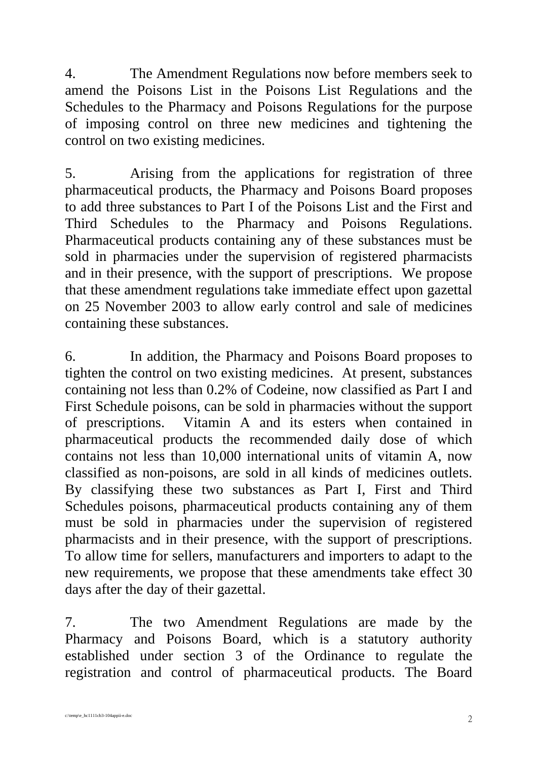4. The Amendment Regulations now before members seek to amend the Poisons List in the Poisons List Regulations and the Schedules to the Pharmacy and Poisons Regulations for the purpose of imposing control on three new medicines and tightening the control on two existing medicines.

5. Arising from the applications for registration of three pharmaceutical products, the Pharmacy and Poisons Board proposes to add three substances to Part I of the Poisons List and the First and Third Schedules to the Pharmacy and Poisons Regulations. Pharmaceutical products containing any of these substances must be sold in pharmacies under the supervision of registered pharmacists and in their presence, with the support of prescriptions. We propose that these amendment regulations take immediate effect upon gazettal on 25 November 2003 to allow early control and sale of medicines containing these substances.

6. In addition, the Pharmacy and Poisons Board proposes to tighten the control on two existing medicines. At present, substances containing not less than 0.2% of Codeine, now classified as Part I and First Schedule poisons, can be sold in pharmacies without the support of prescriptions. Vitamin A and its esters when contained in pharmaceutical products the recommended daily dose of which contains not less than 10,000 international units of vitamin A, now classified as non-poisons, are sold in all kinds of medicines outlets. By classifying these two substances as Part I, First and Third Schedules poisons, pharmaceutical products containing any of them must be sold in pharmacies under the supervision of registered pharmacists and in their presence, with the support of prescriptions. To allow time for sellers, manufacturers and importers to adapt to the new requirements, we propose that these amendments take effect 30 days after the day of their gazettal.

7. The two Amendment Regulations are made by the Pharmacy and Poisons Board, which is a statutory authority established under section 3 of the Ordinance to regulate the registration and control of pharmaceutical products. The Board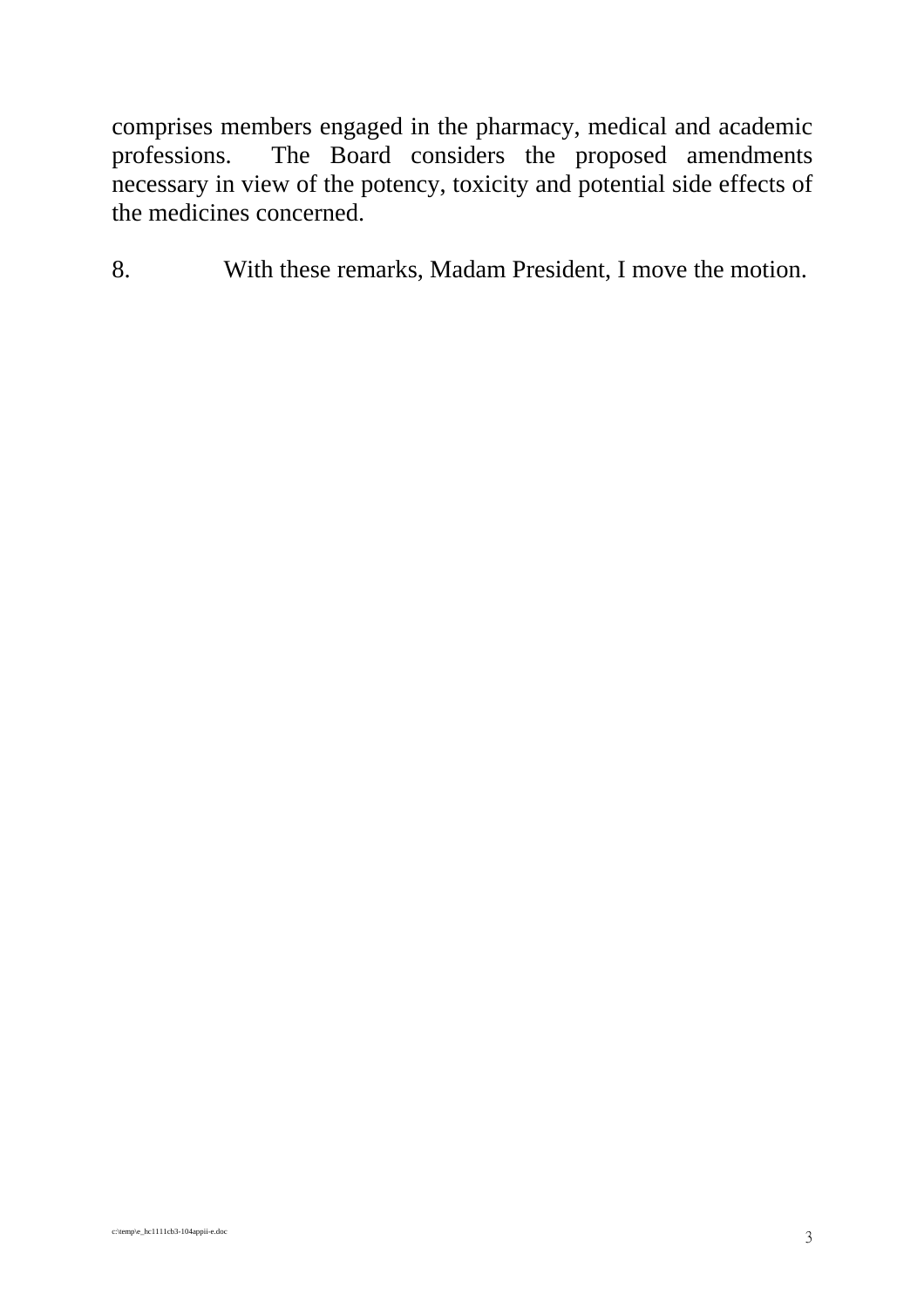comprises members engaged in the pharmacy, medical and academic professions. The Board considers the proposed amendments necessary in view of the potency, toxicity and potential side effects of the medicines concerned.

8. With these remarks, Madam President, I move the motion.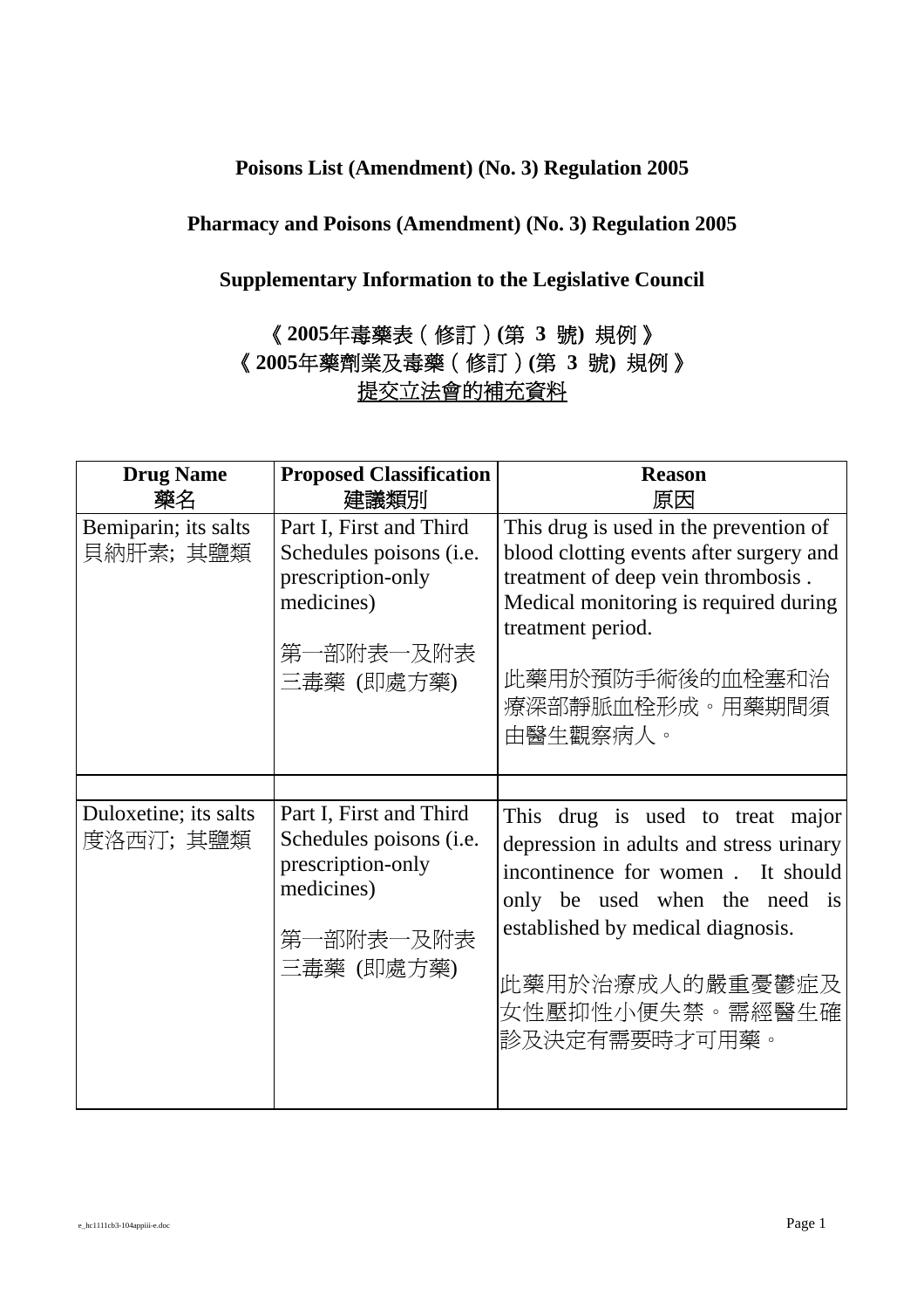**Poisons List (Amendment) (No. 3) Regulation 2005**

**Pharmacy and Poisons (Amendment) (No. 3) Regulation 2005**

**Supplementary Information to the Legislative Council**

**《2005年毒藥表（修訂）(第 3 號) 規例》**
**《2005年藥劑業及毒藥（修訂）(第 3 號) 規例》**
提交立法會的補充資料

| Drug Name 藥名 | Proposed Classification 建議類別 | Reason 原因 |
|---|---|---|
| Bemiparin; its salts 貝納肝素; 其鹽類 | Part I, First and Third Schedules poisons (i.e. prescription-only medicines) 第一部附表一及附表三毒藥 (即處方藥) | This drug is used in the prevention of blood clotting events after surgery and treatment of deep vein thrombosis . Medical monitoring is required during treatment period. 此藥用於預防手術後的血栓塞和治療深部靜脈血栓形成。用藥期間須由醫生觀察病人。 |
| | | |
| Duloxetine; its salts 度洛西汀; 其鹽類 | Part I, First and Third Schedules poisons (i.e. prescription-only medicines) 第一部附表一及附表三毒藥 (即處方藥) | This drug is used to treat major depression in adults and stress urinary incontinence for women . It should only be used when the need is established by medical diagnosis. 此藥用於治療成人的嚴重憂鬱症及女性壓抑性小便失禁。需經醫生確診及決定有需要時才可用藥。 |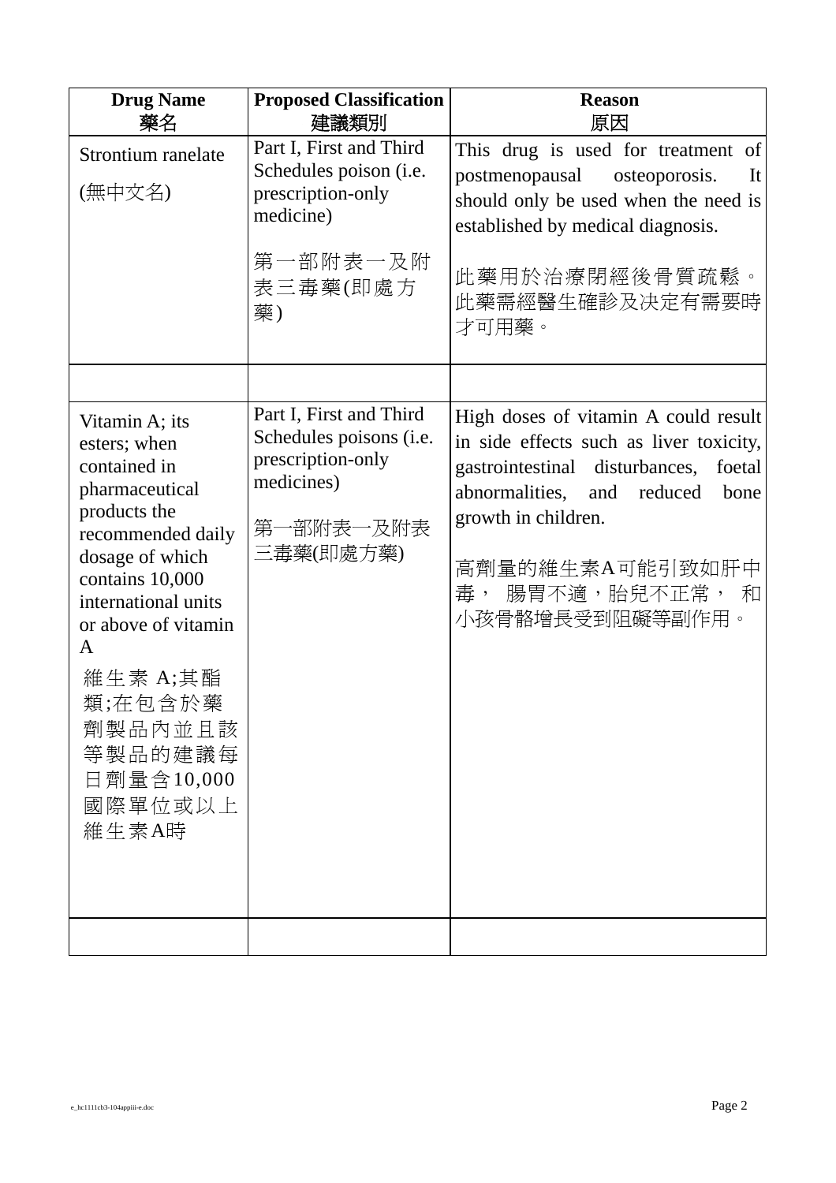| Drug Name<br>藥名 | Proposed Classification<br>建議類別 | Reason<br>原因 |
|---|---|---|
| Strontium ranelate<br>(無中文名) | Part I, First and Third Schedules poison (i.e. prescription-only medicine)<br>第一部附表一及附表三毒藥(即處方藥) | This drug is used for treatment of postmenopausal osteoporosis. It should only be used when the need is established by medical diagnosis.<br>此藥用於治療閉經後骨質疏鬆。此藥需經醫生確診及决定有需要時才可用藥。 |
| | | |
| Vitamin A; its esters; when contained in pharmaceutical products the recommended daily dosage of which contains 10,000 international units or above of vitamin A<br>維生素 A;其酯類;在包含於藥劑製品內並且該等製品的建議每日劑量含10,000國際單位或以上維生素A時 | Part I, First and Third Schedules poisons (i.e. prescription-only medicines)<br>第一部附表一及附表三毒藥(即處方藥) | High doses of vitamin A could result in side effects such as liver toxicity, gastrointestinal disturbances, foetal abnormalities, and reduced bone growth in children.<br>高劑量的維生素A可能引致如肝中毒， 腸胃不適，胎兒不正常， 和小孩骨骼增長受到阻礙等副作用。 |
| | | |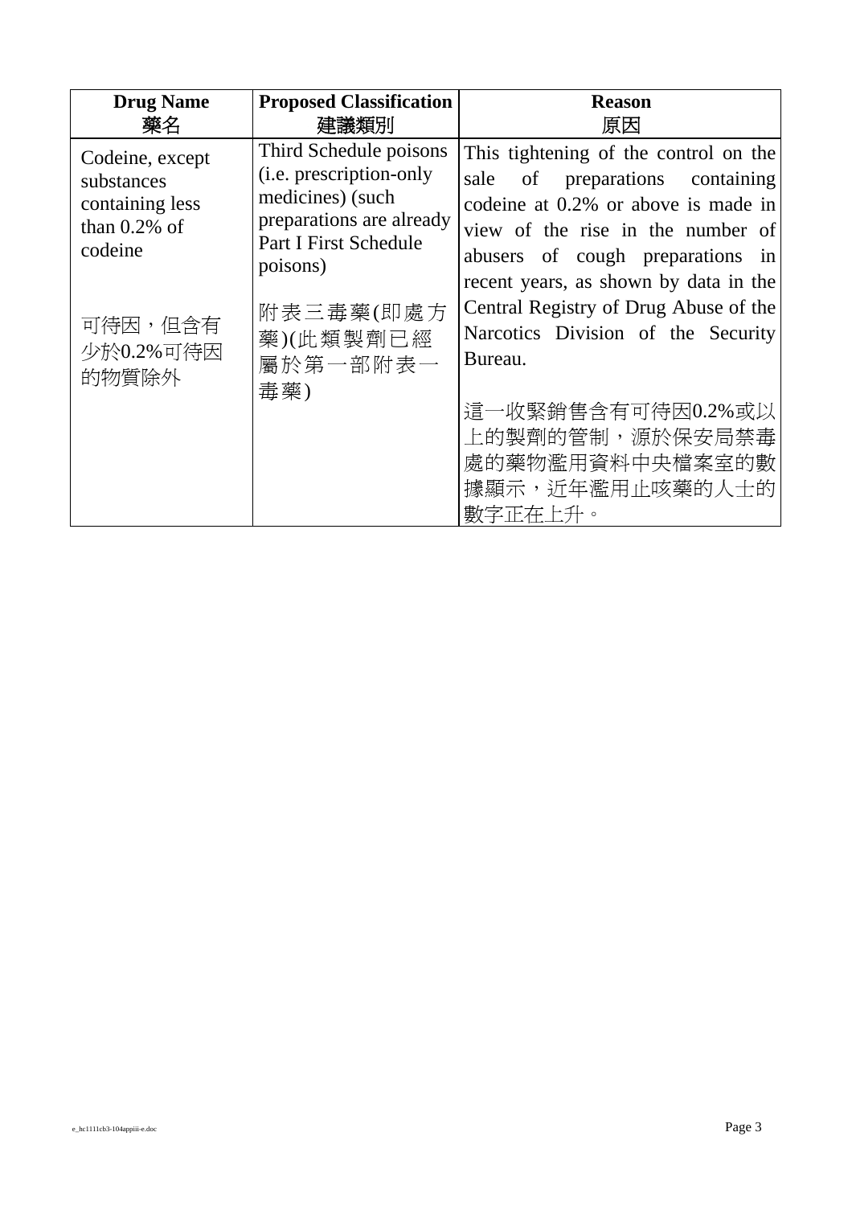| **Drug Name**<br>**藥名** | **Proposed Classification**<br>**建議類別** | **Reason**<br>**原因** |
|---|---|---|
| Codeine, except substances containing less than 0.2% of codeine<br><br>可待因，但含有少於0.2%可待因的物質除外 | Third Schedule poisons (i.e. prescription-only medicines) (such preparations are already Part I First Schedule poisons)<br><br>附表三毒藥(即處方藥)(此類製劑已經屬於第一部附表一毒藥) | This tightening of the control on the sale of preparations containing codeine at 0.2% or above is made in view of the rise in the number of abusers of cough preparations in recent years, as shown by data in the Central Registry of Drug Abuse of the Narcotics Division of the Security Bureau.<br><br>這一收緊銷售含有可待因0.2%或以上的製劑的管制，源於保安局禁毒處的藥物濫用資料中央檔案室的數據顯示，近年濫用止咳藥的人士的數字正在上升。 |